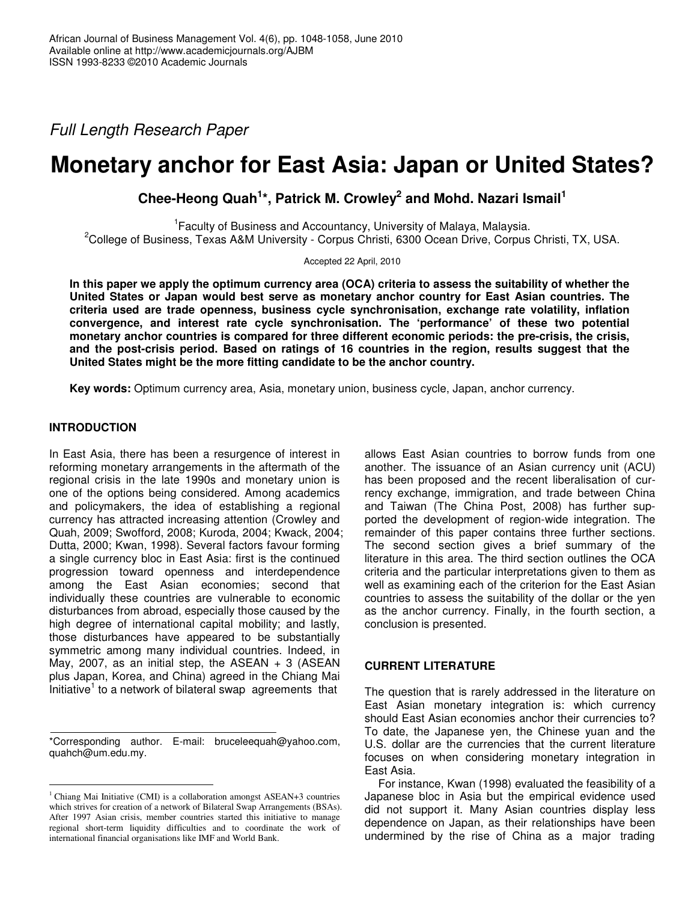*Full Length Research Paper*

# Monetary anchor for East Asia: Japan or United States?

**Chee-Heong Quah[1]*, Patrick M. Crowley[2] and Mohd. Nazari Ismail[1]**

[1]Faculty of Business and Accountancy, University of Malaya, Malaysia.
[2]College of Business, Texas A&M University - Corpus Christi, 6300 Ocean Drive, Corpus Christi, TX, USA.

Accepted 22 April, 2010

**In this paper we apply the optimum currency area (OCA) criteria to assess the suitability of whether the United States or Japan would best serve as monetary anchor country for East Asian countries. The criteria used are trade openness, business cycle synchronisation, exchange rate volatility, inflation convergence, and interest rate cycle synchronisation. The 'performance' of these two potential monetary anchor countries is compared for three different economic periods: the pre-crisis, the crisis, and the post-crisis period. Based on ratings of 16 countries in the region, results suggest that the United States might be the more fitting candidate to be the anchor country.**

**Key words:** Optimum currency area, Asia, monetary union, business cycle, Japan, anchor currency.

## INTRODUCTION

In East Asia, there has been a resurgence of interest in reforming monetary arrangements in the aftermath of the regional crisis in the late 1990s and monetary union is one of the options being considered. Among academics and policymakers, the idea of establishing a regional currency has attracted increasing attention (Crowley and Quah, 2009; Swofford, 2008; Kuroda, 2004; Kwack, 2004; Dutta, 2000; Kwan, 1998). Several factors favour forming a single currency bloc in East Asia: first is the continued progression toward openness and interdependence among the East Asian economies; second that individually these countries are vulnerable to economic disturbances from abroad, especially those caused by the high degree of international capital mobility; and lastly, those disturbances have appeared to be substantially symmetric among many individual countries. Indeed, in May, 2007, as an initial step, the ASEAN + 3 (ASEAN plus Japan, Korea, and China) agreed in the Chiang Mai Initiative[1] to a network of bilateral swap agreements that allows East Asian countries to borrow funds from one another. The issuance of an Asian currency unit (ACU) has been proposed and the recent liberalisation of currency exchange, immigration, and trade between China and Taiwan (The China Post, 2008) has further supported the development of region-wide integration. The remainder of this paper contains three further sections. The second section gives a brief summary of the literature in this area. The third section outlines the OCA criteria and the particular interpretations given to them as well as examining each of the criterion for the East Asian countries to assess the suitability of the dollar or the yen as the anchor currency. Finally, in the fourth section, a conclusion is presented.

## CURRENT LITERATURE

The question that is rarely addressed in the literature on East Asian monetary integration is: which currency should East Asian economies anchor their currencies to? To date, the Japanese yen, the Chinese yuan and the U.S. dollar are the currencies that the current literature focuses on when considering monetary integration in East Asia.

For instance, Kwan (1998) evaluated the feasibility of a Japanese bloc in Asia but the empirical evidence used did not support it. Many Asian countries display less dependence on Japan, as their relationships have been undermined by the rise of China as a major trading

---

*Corresponding author. E-mail: bruceleequah@yahoo.com, quahch@um.edu.my.

[1] Chiang Mai Initiative (CMI) is a collaboration amongst ASEAN+3 countries which strives for creation of a network of Bilateral Swap Arrangements (BSAs). After 1997 Asian crisis, member countries started this initiative to manage regional short-term liquidity difficulties and to coordinate the work of international financial organisations like IMF and World Bank.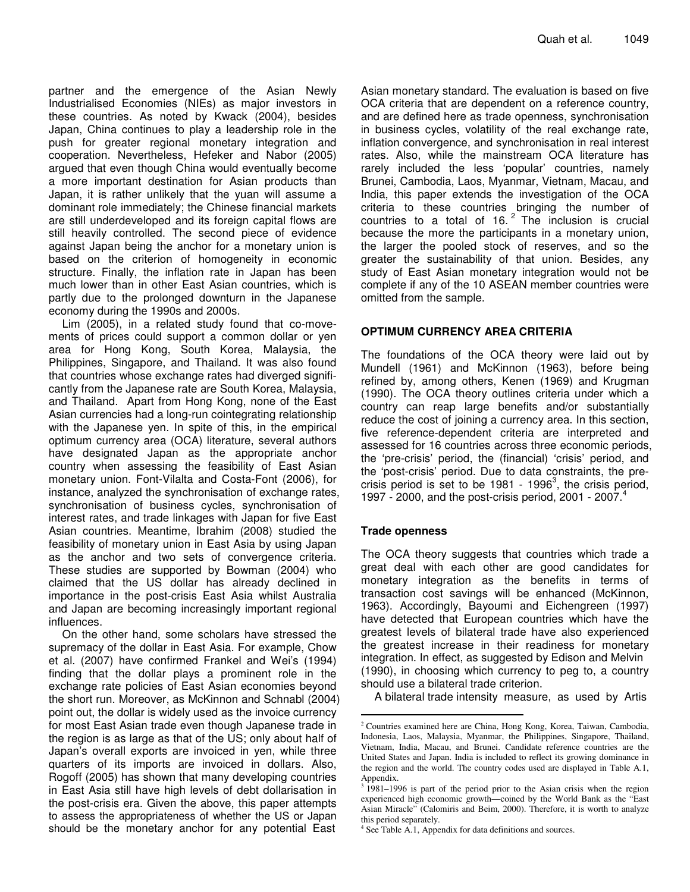partner and the emergence of the Asian Newly Industrialised Economies (NIEs) as major investors in these countries. As noted by Kwack (2004), besides Japan, China continues to play a leadership role in the push for greater regional monetary integration and cooperation. Nevertheless, Hefeker and Nabor (2005) argued that even though China would eventually become a more important destination for Asian products than Japan, it is rather unlikely that the yuan will assume a dominant role immediately; the Chinese financial markets are still underdeveloped and its foreign capital flows are still heavily controlled. The second piece of evidence against Japan being the anchor for a monetary union is based on the criterion of homogeneity in economic structure. Finally, the inflation rate in Japan has been much lower than in other East Asian countries, which is partly due to the prolonged downturn in the Japanese economy during the 1990s and 2000s.

Lim (2005), in a related study found that co-movements of prices could support a common dollar or yen area for Hong Kong, South Korea, Malaysia, the Philippines, Singapore, and Thailand. It was also found that countries whose exchange rates had diverged significantly from the Japanese rate are South Korea, Malaysia, and Thailand. Apart from Hong Kong, none of the East Asian currencies had a long-run cointegrating relationship with the Japanese yen. In spite of this, in the empirical optimum currency area (OCA) literature, several authors have designated Japan as the appropriate anchor country when assessing the feasibility of East Asian monetary union. Font-Vilalta and Costa-Font (2006), for instance, analyzed the synchronisation of exchange rates, synchronisation of business cycles, synchronisation of interest rates, and trade linkages with Japan for five East Asian countries. Meantime, Ibrahim (2008) studied the feasibility of monetary union in East Asia by using Japan as the anchor and two sets of convergence criteria. These studies are supported by Bowman (2004) who claimed that the US dollar has already declined in importance in the post-crisis East Asia whilst Australia and Japan are becoming increasingly important regional influences.

On the other hand, some scholars have stressed the supremacy of the dollar in East Asia. For example, Chow et al. (2007) have confirmed Frankel and Wei's (1994) finding that the dollar plays a prominent role in the exchange rate policies of East Asian economies beyond the short run. Moreover, as McKinnon and Schnabl (2004) point out, the dollar is widely used as the invoice currency for most East Asian trade even though Japanese trade in the region is as large as that of the US; only about half of Japan's overall exports are invoiced in yen, while three quarters of its imports are invoiced in dollars. Also, Rogoff (2005) has shown that many developing countries in East Asia still have high levels of debt dollarisation in the post-crisis era. Given the above, this paper attempts to assess the appropriateness of whether the US or Japan should be the monetary anchor for any potential East Asian monetary standard. The evaluation is based on five OCA criteria that are dependent on a reference country, and are defined here as trade openness, synchronisation in business cycles, volatility of the real exchange rate, inflation convergence, and synchronisation in real interest rates. Also, while the mainstream OCA literature has rarely included the less 'popular' countries, namely Brunei, Cambodia, Laos, Myanmar, Vietnam, Macau, and India, this paper extends the investigation of the OCA criteria to these countries bringing the number of countries to a total of 16.[2] The inclusion is crucial because the more the participants in a monetary union, the larger the pooled stock of reserves, and so the greater the sustainability of that union. Besides, any study of East Asian monetary integration would not be complete if any of the 10 ASEAN member countries were omitted from the sample.

## OPTIMUM CURRENCY AREA CRITERIA

The foundations of the OCA theory were laid out by Mundell (1961) and McKinnon (1963), before being refined by, among others, Kenen (1969) and Krugman (1990). The OCA theory outlines criteria under which a country can reap large benefits and/or substantially reduce the cost of joining a currency area. In this section, five reference-dependent criteria are interpreted and assessed for 16 countries across three economic periods, the 'pre-crisis' period, the (financial) 'crisis' period, and the 'post-crisis' period. Due to data constraints, the pre-crisis period is set to be 1981 - 1996[3], the crisis period, 1997 - 2000, and the post-crisis period, 2001 - 2007.[4]

### Trade openness

The OCA theory suggests that countries which trade a great deal with each other are good candidates for monetary integration as the benefits in terms of transaction cost savings will be enhanced (McKinnon, 1963). Accordingly, Bayoumi and Eichengreen (1997) have detected that European countries which have the greatest levels of bilateral trade have also experienced the greatest increase in their readiness for monetary integration. In effect, as suggested by Edison and Melvin (1990), in choosing which currency to peg to, a country should use a bilateral trade criterion.

A bilateral trade intensity measure, as used by Artis

---

[2] Countries examined here are China, Hong Kong, Korea, Taiwan, Cambodia, Indonesia, Laos, Malaysia, Myanmar, the Philippines, Singapore, Thailand, Vietnam, India, Macau, and Brunei. Candidate reference countries are the United States and Japan. India is included to reflect its growing dominance in the region and the world. The country codes used are displayed in Table A.1, Appendix.

[3] 1981–1996 is part of the period prior to the Asian crisis when the region experienced high economic growth—coined by the World Bank as the "East Asian Miracle" (Calomiris and Beim, 2000). Therefore, it is worth to analyze this period separately.

[4] See Table A.1, Appendix for data definitions and sources.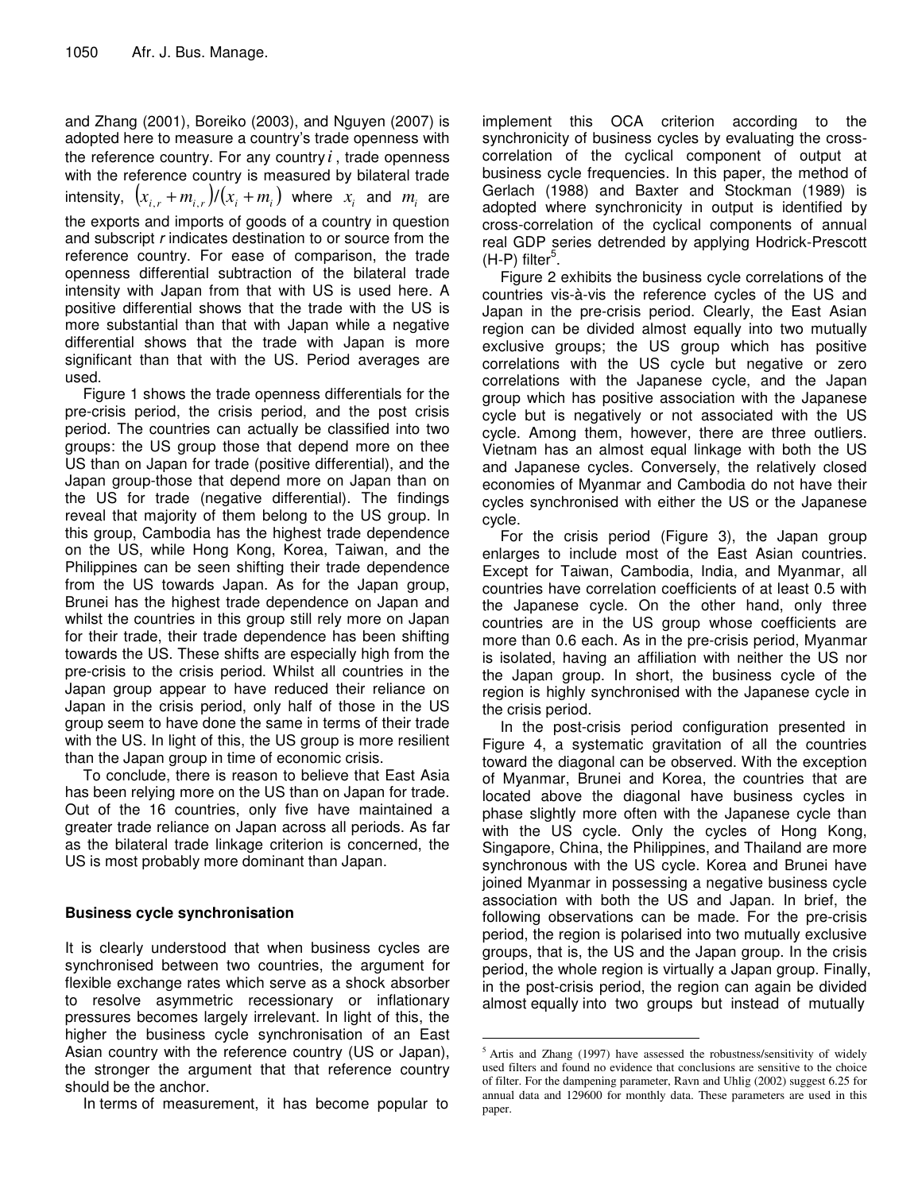and Zhang (2001), Boreiko (2003), and Nguyen (2007) is adopted here to measure a country's trade openness with the reference country. For any country $i$, trade openness with the reference country is measured by bilateral trade intensity, $(x_{i,r} + m_{i,r})/(x_i + m_i)$ where $x_i$ and $m_i$ are the exports and imports of goods of a country in question and subscript *r* indicates destination to or source from the reference country. For ease of comparison, the trade openness differential subtraction of the bilateral trade intensity with Japan from that with US is used here. A positive differential shows that the trade with the US is more substantial than that with Japan while a negative differential shows that the trade with Japan is more significant than that with the US. Period averages are used.

Figure 1 shows the trade openness differentials for the pre-crisis period, the crisis period, and the post crisis period. The countries can actually be classified into two groups: the US group those that depend more on thee US than on Japan for trade (positive differential), and the Japan group-those that depend more on Japan than on the US for trade (negative differential). The findings reveal that majority of them belong to the US group. In this group, Cambodia has the highest trade dependence on the US, while Hong Kong, Korea, Taiwan, and the Philippines can be seen shifting their trade dependence from the US towards Japan. As for the Japan group, Brunei has the highest trade dependence on Japan and whilst the countries in this group still rely more on Japan for their trade, their trade dependence has been shifting towards the US. These shifts are especially high from the pre-crisis to the crisis period. Whilst all countries in the Japan group appear to have reduced their reliance on Japan in the crisis period, only half of those in the US group seem to have done the same in terms of their trade with the US. In light of this, the US group is more resilient than the Japan group in time of economic crisis.

To conclude, there is reason to believe that East Asia has been relying more on the US than on Japan for trade. Out of the 16 countries, only five have maintained a greater trade reliance on Japan across all periods. As far as the bilateral trade linkage criterion is concerned, the US is most probably more dominant than Japan.

## Business cycle synchronisation

It is clearly understood that when business cycles are synchronised between two countries, the argument for flexible exchange rates which serve as a shock absorber to resolve asymmetric recessionary or inflationary pressures becomes largely irrelevant. In light of this, the higher the business cycle synchronisation of an East Asian country with the reference country (US or Japan), the stronger the argument that that reference country should be the anchor.

In terms of measurement, it has become popular to implement this OCA criterion according to the synchronicity of business cycles by evaluating the cross-correlation of the cyclical component of output at business cycle frequencies. In this paper, the method of Gerlach (1988) and Baxter and Stockman (1989) is adopted where synchronicity in output is identified by cross-correlation of the cyclical components of annual real GDP series detrended by applying Hodrick-Prescott (H-P) filter[5].

Figure 2 exhibits the business cycle correlations of the countries vis-à-vis the reference cycles of the US and Japan in the pre-crisis period. Clearly, the East Asian region can be divided almost equally into two mutually exclusive groups; the US group which has positive correlations with the US cycle but negative or zero correlations with the Japanese cycle, and the Japan group which has positive association with the Japanese cycle but is negatively or not associated with the US cycle. Among them, however, there are three outliers. Vietnam has an almost equal linkage with both the US and Japanese cycles. Conversely, the relatively closed economies of Myanmar and Cambodia do not have their cycles synchronised with either the US or the Japanese cycle.

For the crisis period (Figure 3), the Japan group enlarges to include most of the East Asian countries. Except for Taiwan, Cambodia, India, and Myanmar, all countries have correlation coefficients of at least 0.5 with the Japanese cycle. On the other hand, only three countries are in the US group whose coefficients are more than 0.6 each. As in the pre-crisis period, Myanmar is isolated, having an affiliation with neither the US nor the Japan group. In short, the business cycle of the region is highly synchronised with the Japanese cycle in the crisis period.

In the post-crisis period configuration presented in Figure 4, a systematic gravitation of all the countries toward the diagonal can be observed. With the exception of Myanmar, Brunei and Korea, the countries that are located above the diagonal have business cycles in phase slightly more often with the Japanese cycle than with the US cycle. Only the cycles of Hong Kong, Singapore, China, the Philippines, and Thailand are more synchronous with the US cycle. Korea and Brunei have joined Myanmar in possessing a negative business cycle association with both the US and Japan. In brief, the following observations can be made. For the pre-crisis period, the region is polarised into two mutually exclusive groups, that is, the US and the Japan group. In the crisis period, the whole region is virtually a Japan group. Finally, in the post-crisis period, the region can again be divided almost equally into two groups but instead of mutually

[5] Artis and Zhang (1997) have assessed the robustness/sensitivity of widely used filters and found no evidence that conclusions are sensitive to the choice of filter. For the dampening parameter, Ravn and Uhlig (2002) suggest 6.25 for annual data and 129600 for monthly data. These parameters are used in this paper.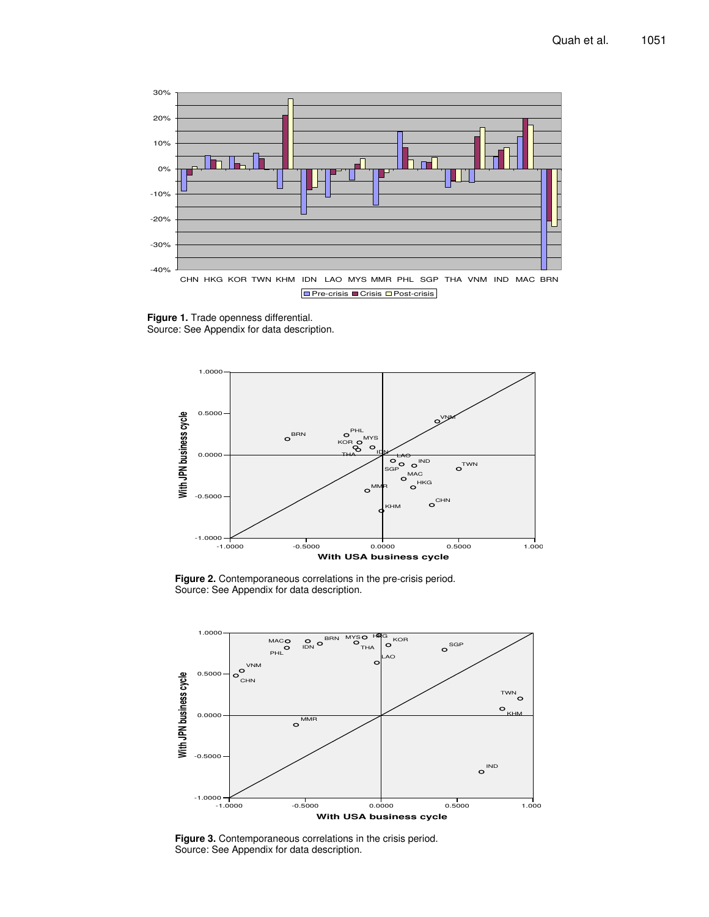**Figure 1.** Trade openness differential.
Source: See Appendix for data description.

**Figure 2.** Contemporaneous correlations in the pre-crisis period.
Source: See Appendix for data description.

**Figure 3.** Contemporaneous correlations in the crisis period.
Source: See Appendix for data description.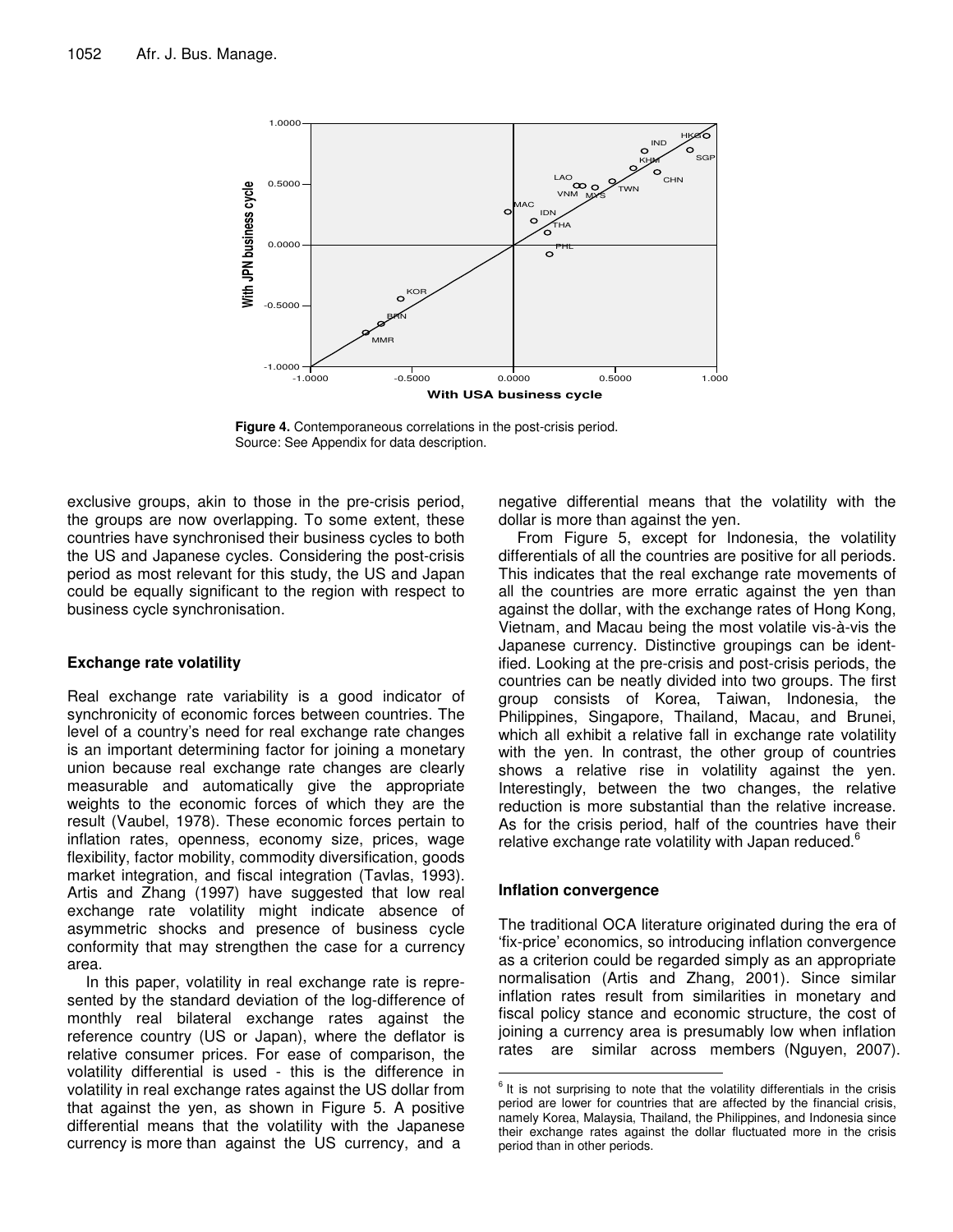**Figure 4.** Contemporaneous correlations in the post-crisis period.
Source: See Appendix for data description.

exclusive groups, akin to those in the pre-crisis period, the groups are now overlapping. To some extent, these countries have synchronised their business cycles to both the US and Japanese cycles. Considering the post-crisis period as most relevant for this study, the US and Japan could be equally significant to the region with respect to business cycle synchronisation.

### Exchange rate volatility

Real exchange rate variability is a good indicator of synchronicity of economic forces between countries. The level of a country's need for real exchange rate changes is an important determining factor for joining a monetary union because real exchange rate changes are clearly measurable and automatically give the appropriate weights to the economic forces of which they are the result (Vaubel, 1978). These economic forces pertain to inflation rates, openness, economy size, prices, wage flexibility, factor mobility, commodity diversification, goods market integration, and fiscal integration (Tavlas, 1993). Artis and Zhang (1997) have suggested that low real exchange rate volatility might indicate absence of asymmetric shocks and presence of business cycle conformity that may strengthen the case for a currency area.

In this paper, volatility in real exchange rate is represented by the standard deviation of the log-difference of monthly real bilateral exchange rates against the reference country (US or Japan), where the deflator is relative consumer prices. For ease of comparison, the volatility differential is used - this is the difference in volatility in real exchange rates against the US dollar from that against the yen, as shown in Figure 5. A positive differential means that the volatility with the Japanese currency is more than against the US currency, and a negative differential means that the volatility with the dollar is more than against the yen.

From Figure 5, except for Indonesia, the volatility differentials of all the countries are positive for all periods. This indicates that the real exchange rate movements of all the countries are more erratic against the yen than against the dollar, with the exchange rates of Hong Kong, Vietnam, and Macau being the most volatile vis-à-vis the Japanese currency. Distinctive groupings can be identified. Looking at the pre-crisis and post-crisis periods, the countries can be neatly divided into two groups. The first group consists of Korea, Taiwan, Indonesia, the Philippines, Singapore, Thailand, Macau, and Brunei, which all exhibit a relative fall in exchange rate volatility with the yen. In contrast, the other group of countries shows a relative rise in volatility against the yen. Interestingly, between the two changes, the relative reduction is more substantial than the relative increase. As for the crisis period, half of the countries have their relative exchange rate volatility with Japan reduced.[6]

### Inflation convergence

The traditional OCA literature originated during the era of 'fix-price' economics, so introducing inflation convergence as a criterion could be regarded simply as an appropriate normalisation (Artis and Zhang, 2001). Since similar inflation rates result from similarities in monetary and fiscal policy stance and economic structure, the cost of joining a currency area is presumably low when inflation rates are similar across members (Nguyen, 2007).

[6] It is not surprising to note that the volatility differentials in the crisis period are lower for countries that are affected by the financial crisis, namely Korea, Malaysia, Thailand, the Philippines, and Indonesia since their exchange rates against the dollar fluctuated more in the crisis period than in other periods.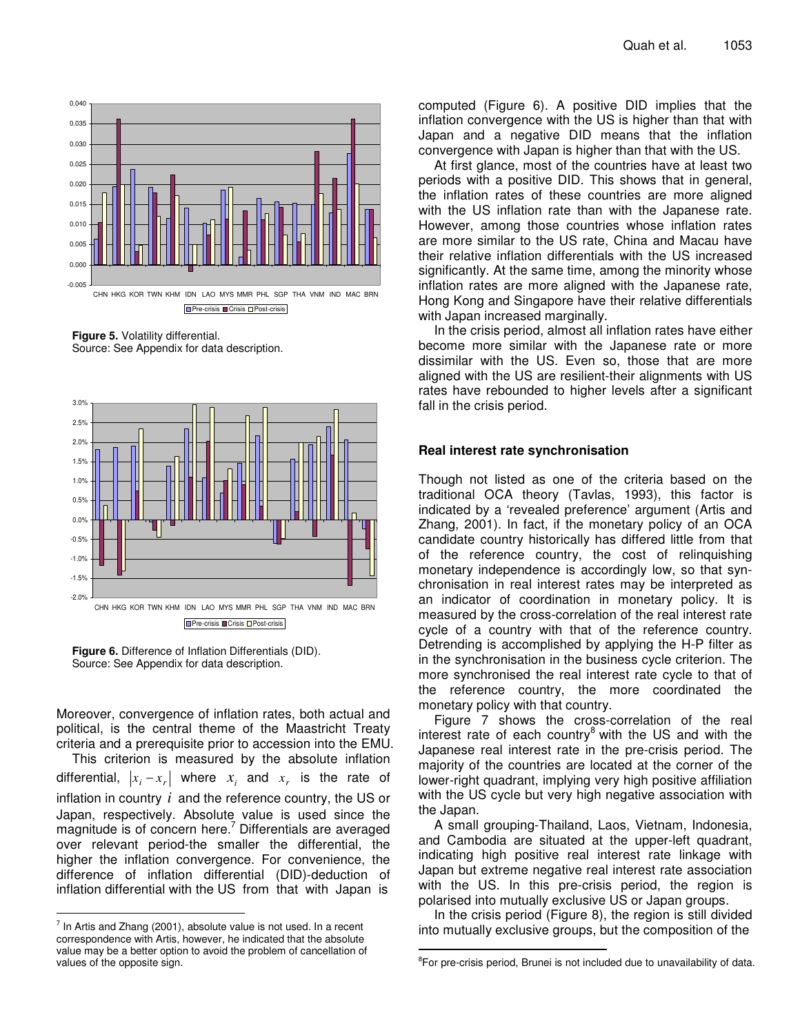Figure 5. Volatility differential.
Source: See Appendix for data description.

Figure 6. Difference of Inflation Differentials (DID).
Source: See Appendix for data description.

Moreover, convergence of inflation rates, both actual and political, is the central theme of the Maastricht Treaty criteria and a prerequisite prior to accession into the EMU.

This criterion is measured by the absolute inflation differential, $|x_i - x_r|$ where $x_i$ and $x_r$ is the rate of inflation in country $i$ and the reference country, the US or Japan, respectively. Absolute value is used since the magnitude is of concern here.[7] Differentials are averaged over relevant period-the smaller the differential, the higher the inflation convergence. For convenience, the difference of inflation differential (DID)-deduction of inflation differential with the US from that with Japan is computed (Figure 6). A positive DID implies that the inflation convergence with the US is higher than that with Japan and a negative DID means that the inflation convergence with Japan is higher than that with the US.

At first glance, most of the countries have at least two periods with a positive DID. This shows that in general, the inflation rates of these countries are more aligned with the US inflation rate than with the Japanese rate. However, among those countries whose inflation rates are more similar to the US rate, China and Macau have their relative inflation differentials with the US increased significantly. At the same time, among the minority whose inflation rates are more aligned with the Japanese rate, Hong Kong and Singapore have their relative differentials with Japan increased marginally.

In the crisis period, almost all inflation rates have either become more similar with the Japanese rate or more dissimilar with the US. Even so, those that are more aligned with the US are resilient-their alignments with US rates have rebounded to higher levels after a significant fall in the crisis period.

### Real interest rate synchronisation

Though not listed as one of the criteria based on the traditional OCA theory (Tavlas, 1993), this factor is indicated by a 'revealed preference' argument (Artis and Zhang, 2001). In fact, if the monetary policy of an OCA candidate country historically has differed little from that of the reference country, the cost of relinquishing monetary independence is accordingly low, so that synchronisation in real interest rates may be interpreted as an indicator of coordination in monetary policy. It is measured by the cross-correlation of the real interest rate cycle of a country with that of the reference country. Detrending is accomplished by applying the H-P filter as in the synchronisation in the business cycle criterion. The more synchronised the real interest rate cycle to that of the reference country, the more coordinated the monetary policy with that country.

Figure 7 shows the cross-correlation of the real interest rate of each country[8] with the US and with the Japanese real interest rate in the pre-crisis period. The majority of the countries are located at the corner of the lower-right quadrant, implying very high positive affiliation with the US cycle but very high negative association with the Japan.

A small grouping-Thailand, Laos, Vietnam, Indonesia, and Cambodia are situated at the upper-left quadrant, indicating high positive real interest rate linkage with Japan but extreme negative real interest rate association with the US. In this pre-crisis period, the region is polarised into mutually exclusive US or Japan groups.

In the crisis period (Figure 8), the region is still divided into mutually exclusive groups, but the composition of the

[7] In Artis and Zhang (2001), absolute value is not used. In a recent correspondence with Artis, however, he indicated that the absolute value may be a better option to avoid the problem of cancellation of values of the opposite sign.

[8] For pre-crisis period, Brunei is not included due to unavailability of data.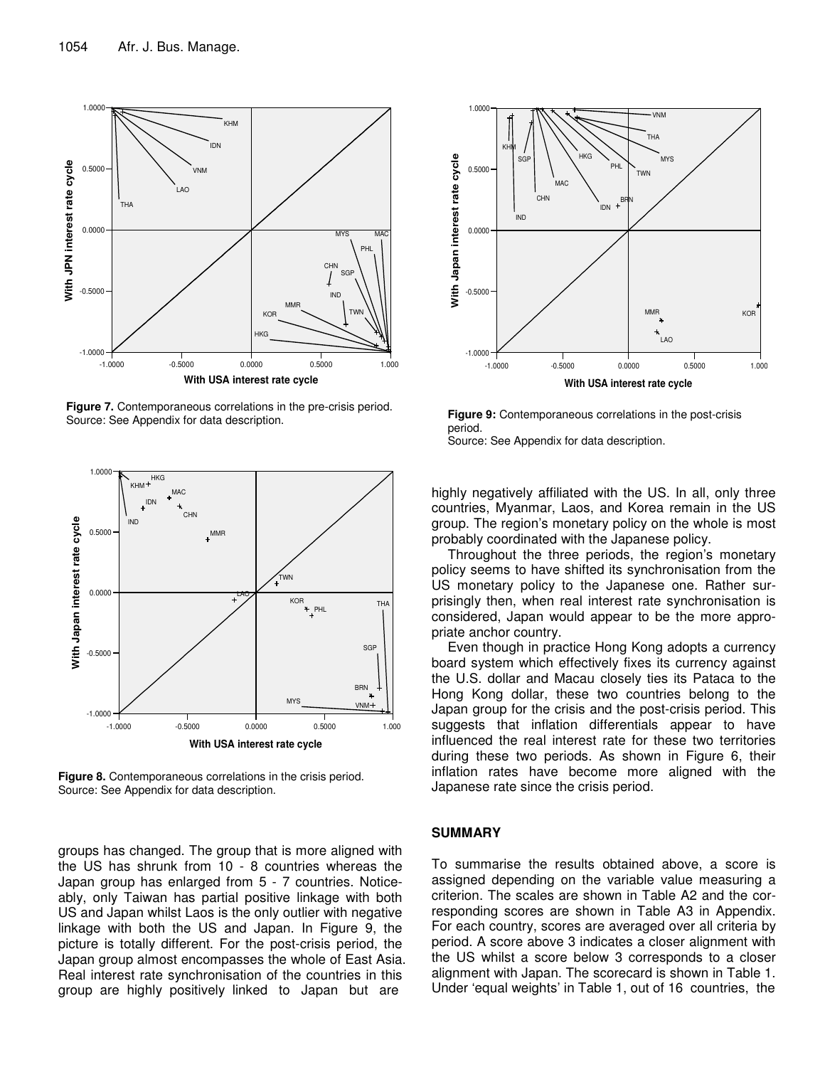Figure 7. Contemporaneous correlations in the pre-crisis period. Source: See Appendix for data description.

Figure 8. Contemporaneous correlations in the crisis period. Source: See Appendix for data description.

groups has changed. The group that is more aligned with the US has shrunk from 10 - 8 countries whereas the Japan group has enlarged from 5 - 7 countries. Noticeably, only Taiwan has partial positive linkage with both US and Japan whilst Laos is the only outlier with negative linkage with both the US and Japan. In Figure 9, the picture is totally different. For the post-crisis period, the Japan group almost encompasses the whole of East Asia. Real interest rate synchronisation of the countries in this group are highly positively linked to Japan but are

Figure 9: Contemporaneous correlations in the post-crisis period.
Source: See Appendix for data description.

highly negatively affiliated with the US. In all, only three countries, Myanmar, Laos, and Korea remain in the US group. The region's monetary policy on the whole is most probably coordinated with the Japanese policy.

Throughout the three periods, the region's monetary policy seems to have shifted its synchronisation from the US monetary policy to the Japanese one. Rather surprisingly then, when real interest rate synchronisation is considered, Japan would appear to be the more appropriate anchor country.

Even though in practice Hong Kong adopts a currency board system which effectively fixes its currency against the U.S. dollar and Macau closely ties its Pataca to the Hong Kong dollar, these two countries belong to the Japan group for the crisis and the post-crisis period. This suggests that inflation differentials appear to have influenced the real interest rate for these two territories during these two periods. As shown in Figure 6, their inflation rates have become more aligned with the Japanese rate since the crisis period.

## SUMMARY

To summarise the results obtained above, a score is assigned depending on the variable value measuring a criterion. The scales are shown in Table A2 and the corresponding scores are shown in Table A3 in Appendix. For each country, scores are averaged over all criteria by period. A score above 3 indicates a closer alignment with the US whilst a score below 3 corresponds to a closer alignment with Japan. The scorecard is shown in Table 1. Under 'equal weights' in Table 1, out of 16 countries, the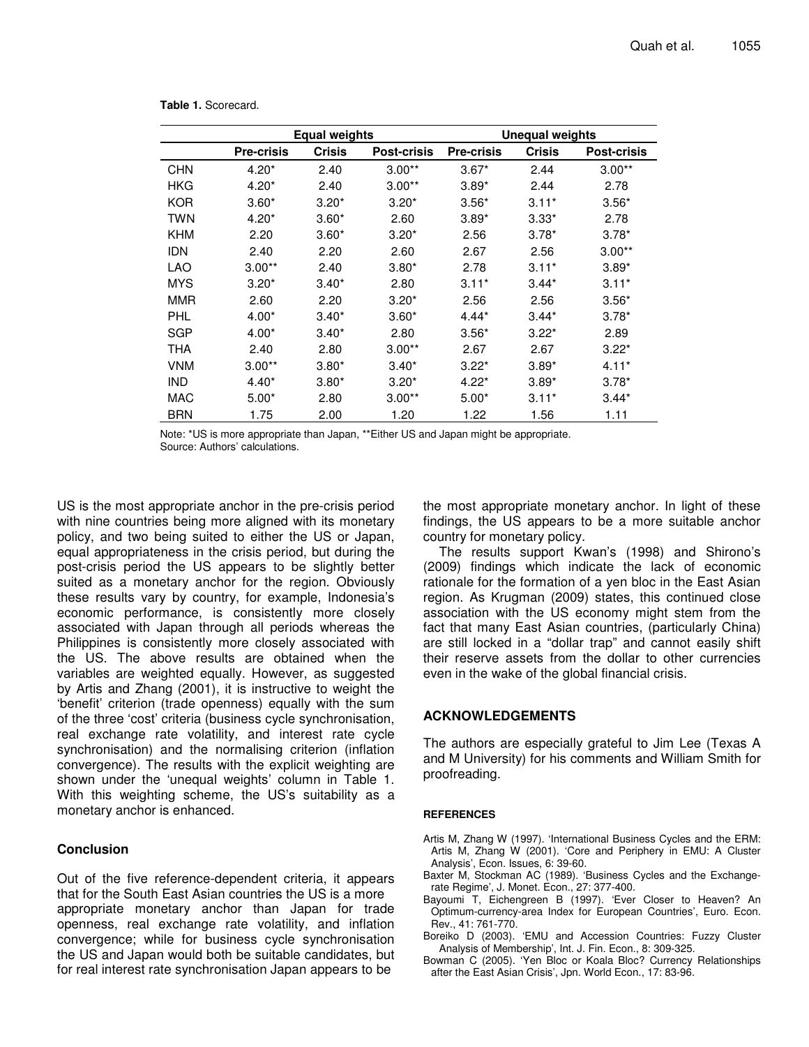**Table 1.** Scorecard.

| | Equal weights | | | Unequal weights | | |
|---|---|---|---|---|---|---|
| | **Pre-crisis** | **Crisis** | **Post-crisis** | **Pre-crisis** | **Crisis** | **Post-crisis** |
| CHN | 4.20* | 2.40 | 3.00** | 3.67* | 2.44 | 3.00** |
| HKG | 4.20* | 2.40 | 3.00** | 3.89* | 2.44 | 2.78 |
| KOR | 3.60* | 3.20* | 3.20* | 3.56* | 3.11* | 3.56* |
| TWN | 4.20* | 3.60* | 2.60 | 3.89* | 3.33* | 2.78 |
| KHM | 2.20 | 3.60* | 3.20* | 2.56 | 3.78* | 3.78* |
| IDN | 2.40 | 2.20 | 2.60 | 2.67 | 2.56 | 3.00** |
| LAO | 3.00** | 2.40 | 3.80* | 2.78 | 3.11* | 3.89* |
| MYS | 3.20* | 3.40* | 2.80 | 3.11* | 3.44* | 3.11* |
| MMR | 2.60 | 2.20 | 3.20* | 2.56 | 2.56 | 3.56* |
| PHL | 4.00* | 3.40* | 3.60* | 4.44* | 3.44* | 3.78* |
| SGP | 4.00* | 3.40* | 2.80 | 3.56* | 3.22* | 2.89 |
| THA | 2.40 | 2.80 | 3.00** | 2.67 | 2.67 | 3.22* |
| VNM | 3.00** | 3.80* | 3.40* | 3.22* | 3.89* | 4.11* |
| IND | 4.40* | 3.80* | 3.20* | 4.22* | 3.89* | 3.78* |
| MAC | 5.00* | 2.80 | 3.00** | 5.00* | 3.11* | 3.44* |
| BRN | 1.75 | 2.00 | 1.20 | 1.22 | 1.56 | 1.11 |

Note: *US is more appropriate than Japan, **Either US and Japan might be appropriate.
Source: Authors' calculations.

US is the most appropriate anchor in the pre-crisis period with nine countries being more aligned with its monetary policy, and two being suited to either the US or Japan, equal appropriateness in the crisis period, but during the post-crisis period the US appears to be slightly better suited as a monetary anchor for the region. Obviously these results vary by country, for example, Indonesia's economic performance, is consistently more closely associated with Japan through all periods whereas the Philippines is consistently more closely associated with the US. The above results are obtained when the variables are weighted equally. However, as suggested by Artis and Zhang (2001), it is instructive to weight the 'benefit' criterion (trade openness) equally with the sum of the three 'cost' criteria (business cycle synchronisation, real exchange rate volatility, and interest rate cycle synchronisation) and the normalising criterion (inflation convergence). The results with the explicit weighting are shown under the 'unequal weights' column in Table 1. With this weighting scheme, the US's suitability as a monetary anchor is enhanced.

## Conclusion

Out of the five reference-dependent criteria, it appears that for the South East Asian countries the US is a more appropriate monetary anchor than Japan for trade openness, real exchange rate volatility, and inflation convergence; while for business cycle synchronisation the US and Japan would both be suitable candidates, but for real interest rate synchronisation Japan appears to be the most appropriate monetary anchor. In light of these findings, the US appears to be a more suitable anchor country for monetary policy.

The results support Kwan's (1998) and Shirono's (2009) findings which indicate the lack of economic rationale for the formation of a yen bloc in the East Asian region. As Krugman (2009) states, this continued close association with the US economy might stem from the fact that many East Asian countries, (particularly China) are still locked in a "dollar trap" and cannot easily shift their reserve assets from the dollar to other currencies even in the wake of the global financial crisis.

## ACKNOWLEDGEMENTS

The authors are especially grateful to Jim Lee (Texas A and M University) for his comments and William Smith for proofreading.

## REFERENCES

Artis M, Zhang W (1997). 'International Business Cycles and the ERM: Artis M, Zhang W (2001). 'Core and Periphery in EMU: A Cluster Analysis', Econ. Issues, 6: 39-60.

Baxter M, Stockman AC (1989). 'Business Cycles and the Exchange-rate Regime', J. Monet. Econ., 27: 377-400.

Bayoumi T, Eichengreen B (1997). 'Ever Closer to Heaven? An Optimum-currency-area Index for European Countries', Euro. Econ. Rev., 41: 761-770.

Boreiko D (2003). 'EMU and Accession Countries: Fuzzy Cluster Analysis of Membership', Int. J. Fin. Econ., 8: 309-325.

Bowman C (2005). 'Yen Bloc or Koala Bloc? Currency Relationships after the East Asian Crisis', Jpn. World Econ., 17: 83-96.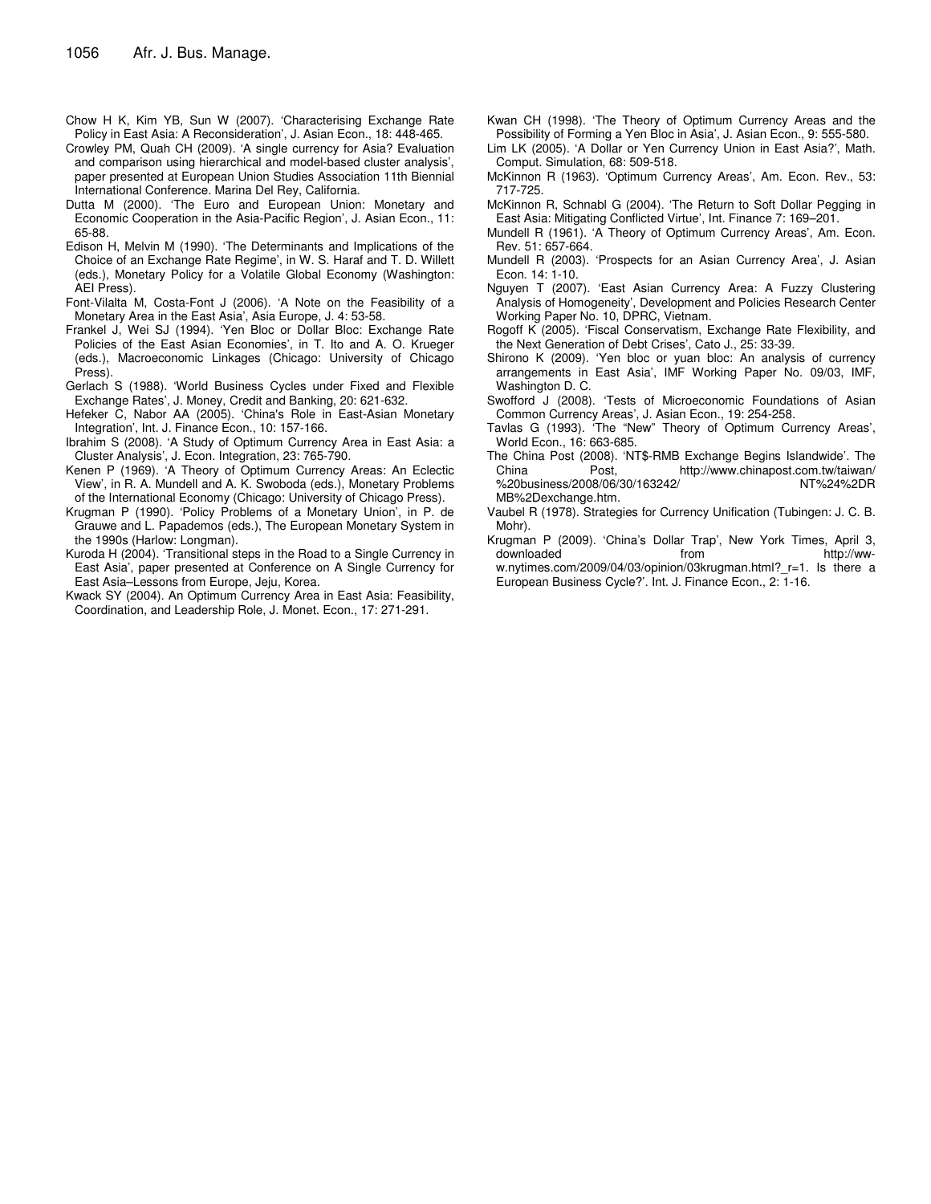Chow H K, Kim YB, Sun W (2007). 'Characterising Exchange Rate Policy in East Asia: A Reconsideration', J. Asian Econ., 18: 448-465.

Crowley PM, Quah CH (2009). 'A single currency for Asia? Evaluation and comparison using hierarchical and model-based cluster analysis', paper presented at European Union Studies Association 11th Biennial International Conference. Marina Del Rey, California.

Dutta M (2000). 'The Euro and European Union: Monetary and Economic Cooperation in the Asia-Pacific Region', J. Asian Econ., 11: 65-88.

Edison H, Melvin M (1990). 'The Determinants and Implications of the Choice of an Exchange Rate Regime', in W. S. Haraf and T. D. Willett (eds.), Monetary Policy for a Volatile Global Economy (Washington: AEI Press).

Font-Vilalta M, Costa-Font J (2006). 'A Note on the Feasibility of a Monetary Area in the East Asia', Asia Europe, J. 4: 53-58.

Frankel J, Wei SJ (1994). 'Yen Bloc or Dollar Bloc: Exchange Rate Policies of the East Asian Economies', in T. Ito and A. O. Krueger (eds.), Macroeconomic Linkages (Chicago: University of Chicago Press).

Gerlach S (1988). 'World Business Cycles under Fixed and Flexible Exchange Rates', J. Money, Credit and Banking, 20: 621-632.

Hefeker C, Nabor AA (2005). 'China's Role in East-Asian Monetary Integration', Int. J. Finance Econ., 10: 157-166.

Ibrahim S (2008). 'A Study of Optimum Currency Area in East Asia: a Cluster Analysis', J. Econ. Integration, 23: 765-790.

Kenen P (1969). 'A Theory of Optimum Currency Areas: An Eclectic View', in R. A. Mundell and A. K. Swoboda (eds.), Monetary Problems of the International Economy (Chicago: University of Chicago Press).

Krugman P (1990). 'Policy Problems of a Monetary Union', in P. de Grauwe and L. Papademos (eds.), The European Monetary System in the 1990s (Harlow: Longman).

Kuroda H (2004). 'Transitional steps in the Road to a Single Currency in East Asia', paper presented at Conference on A Single Currency for East Asia–Lessons from Europe, Jeju, Korea.

Kwack SY (2004). An Optimum Currency Area in East Asia: Feasibility, Coordination, and Leadership Role, J. Monet. Econ., 17: 271-291.

Kwan CH (1998). 'The Theory of Optimum Currency Areas and the Possibility of Forming a Yen Bloc in Asia', J. Asian Econ., 9: 555-580.

Lim LK (2005). 'A Dollar or Yen Currency Union in East Asia?', Math. Comput. Simulation, 68: 509-518.

McKinnon R (1963). 'Optimum Currency Areas', Am. Econ. Rev., 53: 717-725.

McKinnon R, Schnabl G (2004). 'The Return to Soft Dollar Pegging in East Asia: Mitigating Conflicted Virtue', Int. Finance 7: 169–201.

Mundell R (1961). 'A Theory of Optimum Currency Areas', Am. Econ. Rev. 51: 657-664.

Mundell R (2003). 'Prospects for an Asian Currency Area', J. Asian Econ. 14: 1-10.

Nguyen T (2007). 'East Asian Currency Area: A Fuzzy Clustering Analysis of Homogeneity', Development and Policies Research Center Working Paper No. 10, DPRC, Vietnam.

Rogoff K (2005). 'Fiscal Conservatism, Exchange Rate Flexibility, and the Next Generation of Debt Crises', Cato J., 25: 33-39.

Shirono K (2009). 'Yen bloc or yuan bloc: An analysis of currency arrangements in East Asia', IMF Working Paper No. 09/03, IMF, Washington D. C.

Swofford J (2008). 'Tests of Microeconomic Foundations of Asian Common Currency Areas', J. Asian Econ., 19: 254-258.

Tavlas G (1993). 'The "New" Theory of Optimum Currency Areas', World Econ., 16: 663-685.

The China Post (2008). 'NT$-RMB Exchange Begins Islandwide'. The China Post, http://www.chinapost.com.tw/taiwan/%20business/2008/06/30/163242/NT%24%2DRMB%2Dexchange.htm.

Vaubel R (1978). Strategies for Currency Unification (Tubingen: J. C. B. Mohr).

Krugman P (2009). 'China's Dollar Trap', New York Times, April 3, downloaded from http://www.nytimes.com/2009/04/03/opinion/03krugman.html?_r=1. Is there a European Business Cycle?'. Int. J. Finance Econ., 2: 1-16.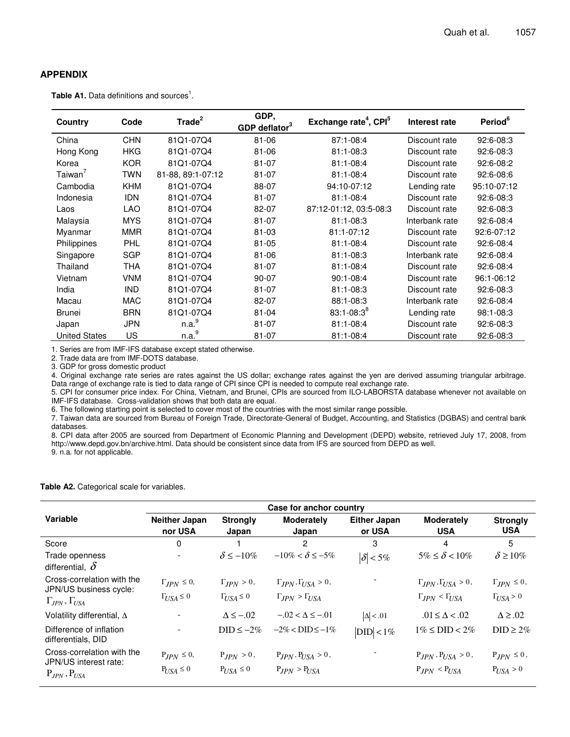## APPENDIX

**Table A1.** Data definitions and sources[1].

| Country | Code | Trade[2] | GDP, GDP deflator[3] | Exchange rate[4], CPI[5] | Interest rate | Period[6] |
|---|---|---|---|---|---|---|
| China | CHN | 81Q1-07Q4 | 81-06 | 87:1-08:4 | Discount rate | 92:6-08:3 |
| Hong Kong | HKG | 81Q1-07Q4 | 81-06 | 81:1-08:3 | Discount rate | 92:6-08:3 |
| Korea | KOR | 81Q1-07Q4 | 81-07 | 81:1-08:4 | Discount rate | 92:6-08:2 |
| Taiwan[7] | TWN | 81-88, 89:1-07:12 | 81-07 | 81:1-08:4 | Discount rate | 92:6-08:6 |
| Cambodia | KHM | 81Q1-07Q4 | 88-07 | 94:10-07:12 | Lending rate | 95:10-07:12 |
| Indonesia | IDN | 81Q1-07Q4 | 81-07 | 81:1-08:4 | Discount rate | 92:6-08:3 |
| Laos | LAO | 81Q1-07Q4 | 82-07 | 87:12-01:12, 03:5-08:3 | Discount rate | 92:6-08:3 |
| Malaysia | MYS | 81Q1-07Q4 | 81-07 | 81:1-08:3 | Interbank rate | 92:6-08:4 |
| Myanmar | MMR | 81Q1-07Q4 | 81-03 | 81:1-07:12 | Discount rate | 92:6-07:12 |
| Philippines | PHL | 81Q1-07Q4 | 81-05 | 81:1-08:4 | Discount rate | 92:6-08:4 |
| Singapore | SGP | 81Q1-07Q4 | 81-06 | 81:1-08:3 | Interbank rate | 92:6-08:4 |
| Thailand | THA | 81Q1-07Q4 | 81-07 | 81:1-08:4 | Discount rate | 92:6-08:4 |
| Vietnam | VNM | 81Q1-07Q4 | 90-07 | 90:1-08:4 | Discount rate | 96:1-06:12 |
| India | IND | 81Q1-07Q4 | 81-07 | 81:1-08:3 | Discount rate | 92:6-08:3 |
| Macau | MAC | 81Q1-07Q4 | 82-07 | 88:1-08:3 | Interbank rate | 92:6-08:4 |
| Brunei | BRN | 81Q1-07Q4 | 81-04 | 83:1-08:3[8] | Lending rate | 98:1-08:3 |
| Japan | JPN | n.a.[9] | 81-07 | 81:1-08:4 | Discount rate | 92:6-08:3 |
| United States | US | n.a.[9] | 81-07 | 81:1-08:4 | Discount rate | 92:6-08:3 |

1. Series are from IMF-IFS database except stated otherwise.
2. Trade data are from IMF-DOTS database.
3. GDP for gross domestic product
4. Original exchange rate series are rates against the US dollar; exchange rates against the yen are derived assuming triangular arbitrage. Data range of exchange rate is tied to data range of CPI since CPI is needed to compute real exchange rate.
5. CPI for consumer price index. For China, Vietnam, and Brunei, CPIs are sourced from ILO-LABORSTA database whenever not available on IMF-IFS database. Cross-validation shows that both data are equal.
6. The following starting point is selected to cover most of the countries with the most similar range possible.
7. Taiwan data are sourced from Bureau of Foreign Trade, Directorate-General of Budget, Accounting, and Statistics (DGBAS) and central bank databases.
8. CPI data after 2005 are sourced from Department of Economic Planning and Development (DEPD) website, retrieved July 17, 2008, from http://www.depd.gov.bn/archive.html. Data should be consistent since data from IFS are sourced from DEPD as well.
9. n.a. for not applicable.

**Table A2.** Categorical scale for variables.

| Variable | Case for anchor country | | | | | |
|---|---|---|---|---|---|---|
| | Neither Japan nor USA | Strongly Japan | Moderately Japan | Either Japan or USA | Moderately USA | Strongly USA |
| Score | 0 | 1 | 2 | 3 | 4 | 5 |
| Trade openness differential, $\delta$ | - | $\delta \leq -10\%$ | $-10\% < \delta \leq -5\%$ | $\lvert\delta\rvert < 5\%$ | $5\% \leq \delta < 10\%$ | $\delta \geq 10\%$ |
| Cross-correlation with the JPN/US business cycle: $\Gamma_{JPN}, \Gamma_{USA}$ | $\Gamma_{JPN} \leq 0$, $\Gamma_{USA} \leq 0$ | $\Gamma_{JPN} > 0$, $\Gamma_{USA} \leq 0$ | $\Gamma_{JPN}, \Gamma_{USA} > 0$, $\Gamma_{JPN} > \Gamma_{USA}$ | - | $\Gamma_{JPN}, \Gamma_{USA} > 0$, $\Gamma_{JPN} < \Gamma_{USA}$ | $\Gamma_{JPN} \leq 0$, $\Gamma_{USA} > 0$ |
| Volatility differential, $\Delta$ | - | $\Delta \leq -.02$ | $-.02 < \Delta \leq -.01$ | $\lvert\Delta\rvert < .01$ | $.01 \leq \Delta < .02$ | $\Delta \geq .02$ |
| Difference of inflation differentials, DID | - | $\text{DID} \leq -2\%$ | $-2\% < \text{DID} \leq -1\%$ | $\lvert\text{DID}\rvert < 1\%$ | $1\% \leq \text{DID} < 2\%$ | $\text{DID} \geq 2\%$ |
| Cross-correlation with the JPN/US interest rate: $\mathrm{P}_{JPN}, \mathrm{P}_{USA}$ | $\mathrm{P}_{JPN} \leq 0$, $\mathrm{P}_{USA} \leq 0$ | $\mathrm{P}_{JPN} > 0$, $\mathrm{P}_{USA} \leq 0$ | $\mathrm{P}_{JPN}, \mathrm{P}_{USA} > 0$, $\mathrm{P}_{JPN} > \mathrm{P}_{USA}$ | - | $\mathrm{P}_{JPN}, \mathrm{P}_{USA} > 0$, $\mathrm{P}_{JPN} < \mathrm{P}_{USA}$ | $\mathrm{P}_{JPN} \leq 0$, $\mathrm{P}_{USA} > 0$ |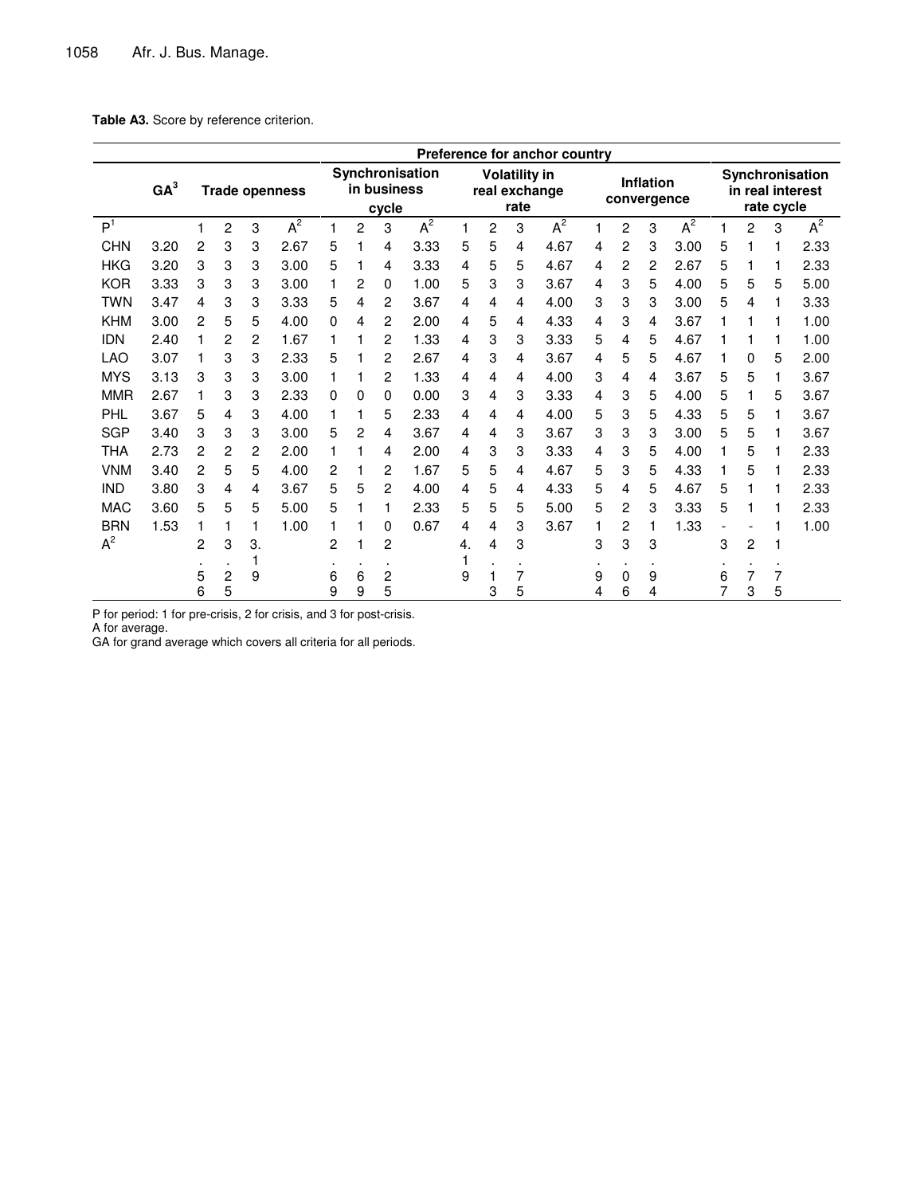**Table A3.** Score by reference criterion.

| | | Preference for anchor country | | | | | | | | | | | | | | | | | | | |
|---|---|---|---|---|---|---|---|---|---|---|---|---|---|---|---|---|---|---|---|---|---|
| | GA[3] | Trade openness | | | | Synchronisation in business cycle | | | | Volatility in real exchange rate | | | | Inflation convergence | | | | Synchronisation in real interest rate cycle | | | |
| P[1] | | 1 | 2 | 3 | A[2] | 1 | 2 | 3 | A[2] | 1 | 2 | 3 | A[2] | 1 | 2 | 3 | A[2] | 1 | 2 | 3 | A[2] |
| CHN | 3.20 | 2 | 3 | 3 | 2.67 | 5 | 1 | 4 | 3.33 | 5 | 5 | 4 | 4.67 | 4 | 2 | 3 | 3.00 | 5 | 1 | 1 | 2.33 |
| HKG | 3.20 | 3 | 3 | 3 | 3.00 | 5 | 1 | 4 | 3.33 | 4 | 5 | 5 | 4.67 | 4 | 2 | 2 | 2.67 | 5 | 1 | 1 | 2.33 |
| KOR | 3.33 | 3 | 3 | 3 | 3.00 | 1 | 2 | 0 | 1.00 | 5 | 3 | 3 | 3.67 | 4 | 3 | 5 | 4.00 | 5 | 5 | 5 | 5.00 |
| TWN | 3.47 | 4 | 3 | 3 | 3.33 | 5 | 4 | 2 | 3.67 | 4 | 4 | 4 | 4.00 | 3 | 3 | 3 | 3.00 | 5 | 4 | 1 | 3.33 |
| KHM | 3.00 | 2 | 5 | 5 | 4.00 | 0 | 4 | 2 | 2.00 | 4 | 5 | 4 | 4.33 | 4 | 3 | 4 | 3.67 | 1 | 1 | 1 | 1.00 |
| IDN | 2.40 | 1 | 2 | 2 | 1.67 | 1 | 1 | 2 | 1.33 | 4 | 3 | 3 | 3.33 | 5 | 4 | 5 | 4.67 | 1 | 1 | 1 | 1.00 |
| LAO | 3.07 | 1 | 3 | 3 | 2.33 | 5 | 1 | 2 | 2.67 | 4 | 3 | 4 | 3.67 | 4 | 5 | 5 | 4.67 | 1 | 0 | 5 | 2.00 |
| MYS | 3.13 | 3 | 3 | 3 | 3.00 | 1 | 1 | 2 | 1.33 | 4 | 4 | 4 | 4.00 | 3 | 4 | 4 | 3.67 | 5 | 5 | 1 | 3.67 |
| MMR | 2.67 | 1 | 3 | 3 | 2.33 | 0 | 0 | 0 | 0.00 | 3 | 4 | 3 | 3.33 | 4 | 3 | 5 | 4.00 | 5 | 1 | 5 | 3.67 |
| PHL | 3.67 | 5 | 4 | 3 | 4.00 | 1 | 1 | 5 | 2.33 | 4 | 4 | 4 | 4.00 | 5 | 3 | 5 | 4.33 | 5 | 5 | 1 | 3.67 |
| SGP | 3.40 | 3 | 3 | 3 | 3.00 | 5 | 2 | 4 | 3.67 | 4 | 4 | 3 | 3.67 | 3 | 3 | 3 | 3.00 | 5 | 5 | 1 | 3.67 |
| THA | 2.73 | 2 | 2 | 2 | 2.00 | 1 | 1 | 4 | 2.00 | 4 | 3 | 3 | 3.33 | 4 | 3 | 5 | 4.00 | 1 | 5 | 1 | 2.33 |
| VNM | 3.40 | 2 | 5 | 5 | 4.00 | 2 | 1 | 2 | 1.67 | 5 | 5 | 4 | 4.67 | 5 | 3 | 5 | 4.33 | 1 | 5 | 1 | 2.33 |
| IND | 3.80 | 3 | 4 | 4 | 3.67 | 5 | 5 | 2 | 4.00 | 4 | 5 | 4 | 4.33 | 5 | 4 | 5 | 4.67 | 5 | 1 | 1 | 2.33 |
| MAC | 3.60 | 5 | 5 | 5 | 5.00 | 5 | 1 | 1 | 2.33 | 5 | 5 | 5 | 5.00 | 5 | 2 | 3 | 3.33 | 5 | 1 | 1 | 2.33 |
| BRN | 1.53 | 1 | 1 | 1 | 1.00 | 1 | 1 | 0 | 0.67 | 4 | 4 | 3 | 3.67 | 1 | 2 | 1 | 1.33 | - | - | 1 | 1.00 |
| A[2] | | 2.56 | 3.25 | 3.19 | | 2.69 | 1.69 | 2.25 | | 4.19 | 4.13 | 3.75 | | 3.94 | 3.06 | 3.94 | | 3.67 | 2.73 | 1.75 | |

P for period: 1 for pre-crisis, 2 for crisis, and 3 for post-crisis.

A for average.

GA for grand average which covers all criteria for all periods.